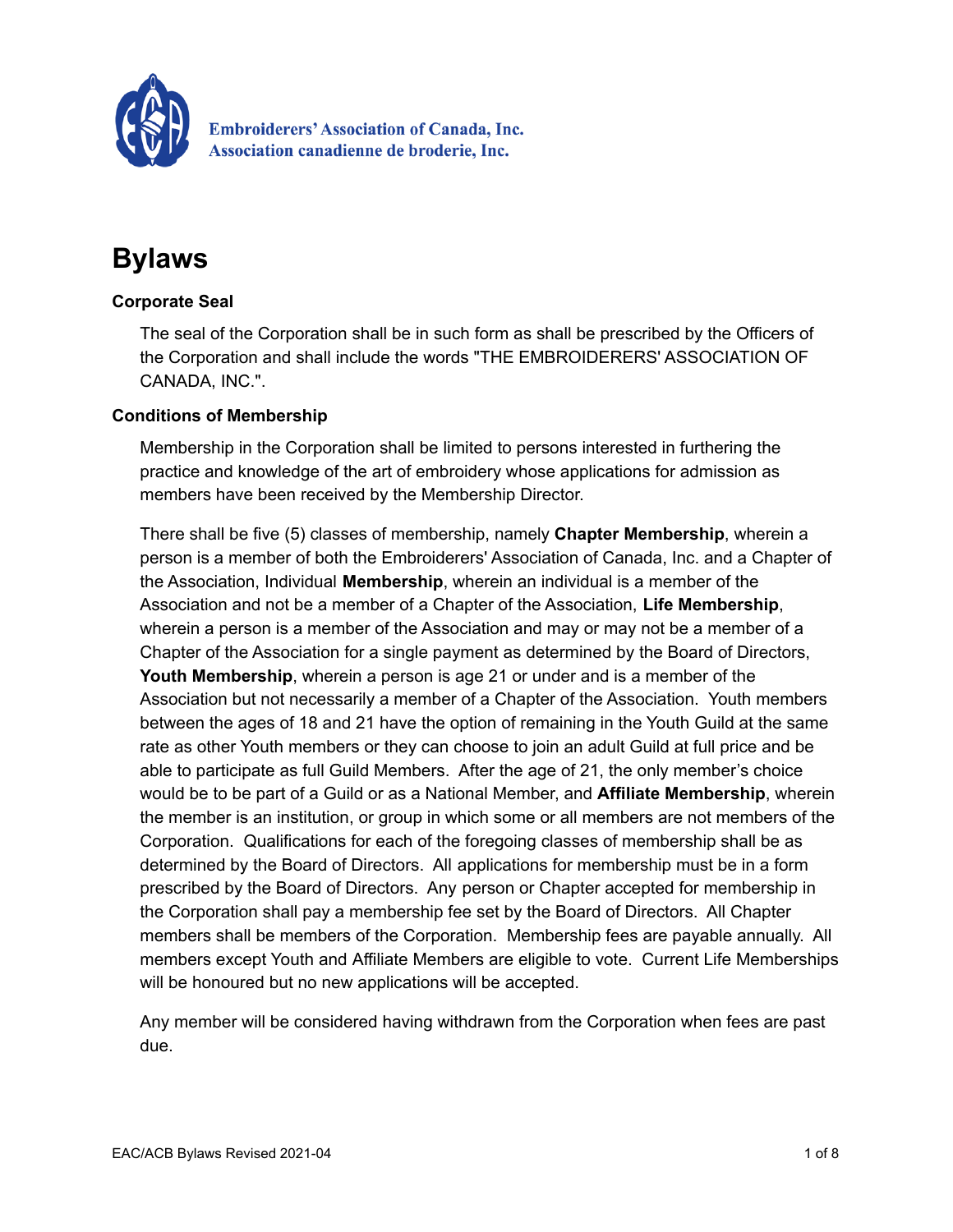Embroiderers' Association of Canada, Inc.
Association canadienne de broderie, Inc.

# Bylaws

### Corporate Seal

The seal of the Corporation shall be in such form as shall be prescribed by the Officers of the Corporation and shall include the words "THE EMBROIDERERS' ASSOCIATION OF CANADA, INC.".

### Conditions of Membership

Membership in the Corporation shall be limited to persons interested in furthering the practice and knowledge of the art of embroidery whose applications for admission as members have been received by the Membership Director.

There shall be five (5) classes of membership, namely **Chapter Membership**, wherein a person is a member of both the Embroiderers' Association of Canada, Inc. and a Chapter of the Association, Individual **Membership**, wherein an individual is a member of the Association and not be a member of a Chapter of the Association, **Life Membership**, wherein a person is a member of the Association and may or may not be a member of a Chapter of the Association for a single payment as determined by the Board of Directors, **Youth Membership**, wherein a person is age 21 or under and is a member of the Association but not necessarily a member of a Chapter of the Association. Youth members between the ages of 18 and 21 have the option of remaining in the Youth Guild at the same rate as other Youth members or they can choose to join an adult Guild at full price and be able to participate as full Guild Members. After the age of 21, the only member's choice would be to be part of a Guild or as a National Member, and **Affiliate Membership**, wherein the member is an institution, or group in which some or all members are not members of the Corporation. Qualifications for each of the foregoing classes of membership shall be as determined by the Board of Directors. All applications for membership must be in a form prescribed by the Board of Directors. Any person or Chapter accepted for membership in the Corporation shall pay a membership fee set by the Board of Directors. All Chapter members shall be members of the Corporation. Membership fees are payable annually. All members except Youth and Affiliate Members are eligible to vote. Current Life Memberships will be honoured but no new applications will be accepted.

Any member will be considered having withdrawn from the Corporation when fees are past due.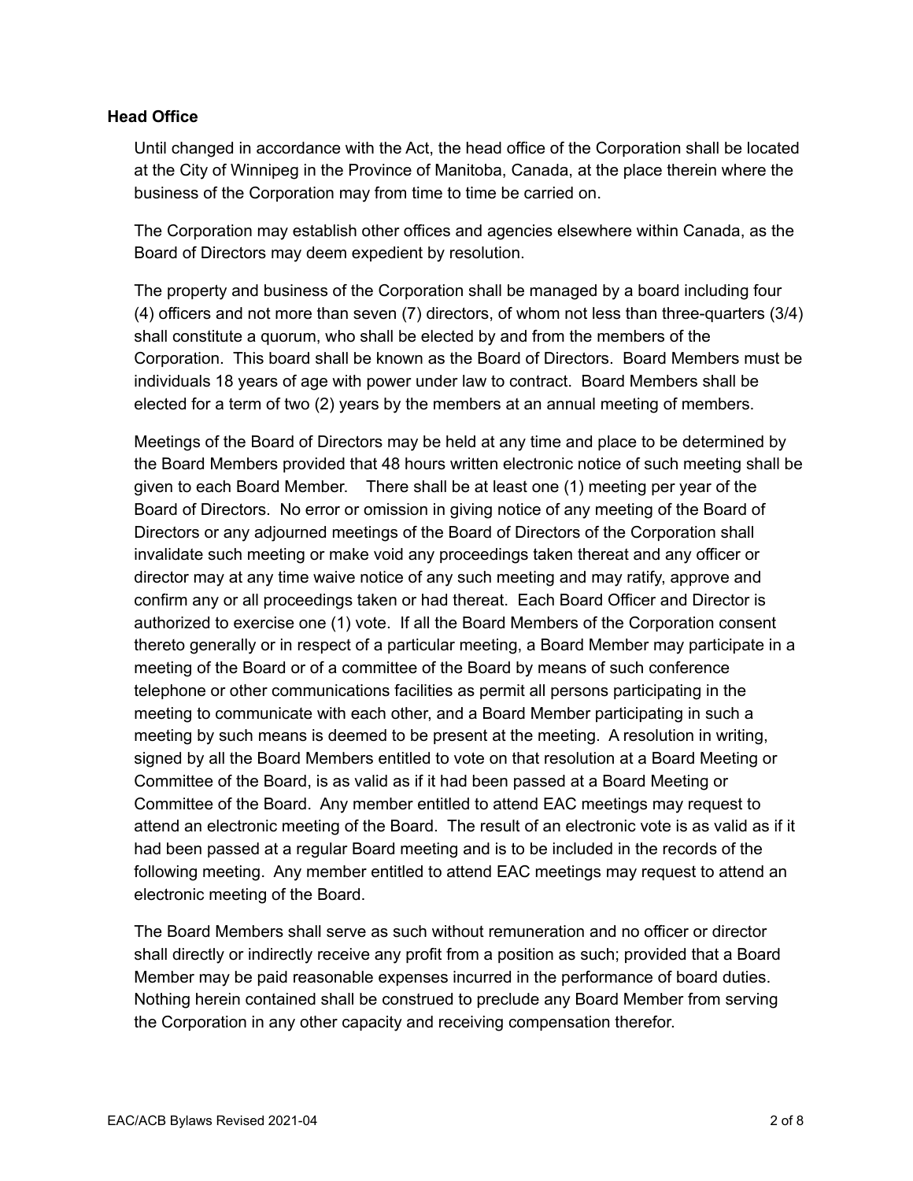**Head Office**

Until changed in accordance with the Act, the head office of the Corporation shall be located at the City of Winnipeg in the Province of Manitoba, Canada, at the place therein where the business of the Corporation may from time to time be carried on.

The Corporation may establish other offices and agencies elsewhere within Canada, as the Board of Directors may deem expedient by resolution.

The property and business of the Corporation shall be managed by a board including four (4) officers and not more than seven (7) directors, of whom not less than three-quarters (3/4) shall constitute a quorum, who shall be elected by and from the members of the Corporation. This board shall be known as the Board of Directors. Board Members must be individuals 18 years of age with power under law to contract. Board Members shall be elected for a term of two (2) years by the members at an annual meeting of members.

Meetings of the Board of Directors may be held at any time and place to be determined by the Board Members provided that 48 hours written electronic notice of such meeting shall be given to each Board Member. There shall be at least one (1) meeting per year of the Board of Directors. No error or omission in giving notice of any meeting of the Board of Directors or any adjourned meetings of the Board of Directors of the Corporation shall invalidate such meeting or make void any proceedings taken thereat and any officer or director may at any time waive notice of any such meeting and may ratify, approve and confirm any or all proceedings taken or had thereat. Each Board Officer and Director is authorized to exercise one (1) vote. If all the Board Members of the Corporation consent thereto generally or in respect of a particular meeting, a Board Member may participate in a meeting of the Board or of a committee of the Board by means of such conference telephone or other communications facilities as permit all persons participating in the meeting to communicate with each other, and a Board Member participating in such a meeting by such means is deemed to be present at the meeting. A resolution in writing, signed by all the Board Members entitled to vote on that resolution at a Board Meeting or Committee of the Board, is as valid as if it had been passed at a Board Meeting or Committee of the Board. Any member entitled to attend EAC meetings may request to attend an electronic meeting of the Board. The result of an electronic vote is as valid as if it had been passed at a regular Board meeting and is to be included in the records of the following meeting. Any member entitled to attend EAC meetings may request to attend an electronic meeting of the Board.

The Board Members shall serve as such without remuneration and no officer or director shall directly or indirectly receive any profit from a position as such; provided that a Board Member may be paid reasonable expenses incurred in the performance of board duties. Nothing herein contained shall be construed to preclude any Board Member from serving the Corporation in any other capacity and receiving compensation therefor.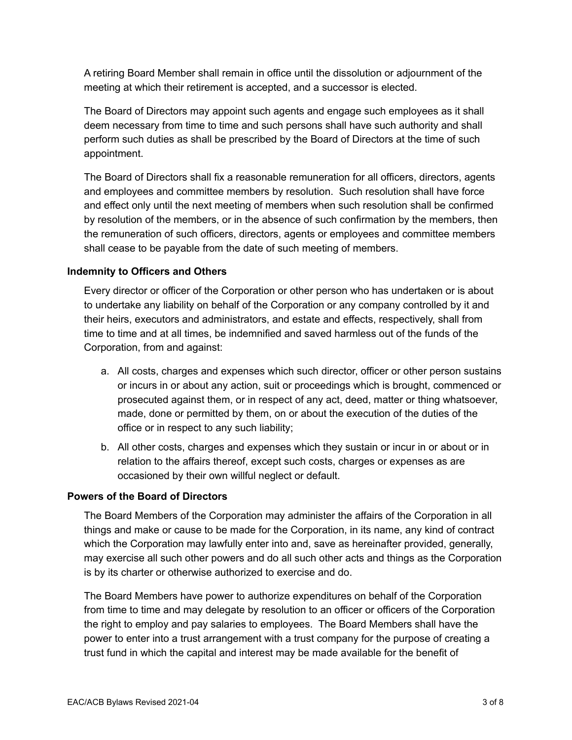A retiring Board Member shall remain in office until the dissolution or adjournment of the meeting at which their retirement is accepted, and a successor is elected.

The Board of Directors may appoint such agents and engage such employees as it shall deem necessary from time to time and such persons shall have such authority and shall perform such duties as shall be prescribed by the Board of Directors at the time of such appointment.

The Board of Directors shall fix a reasonable remuneration for all officers, directors, agents and employees and committee members by resolution. Such resolution shall have force and effect only until the next meeting of members when such resolution shall be confirmed by resolution of the members, or in the absence of such confirmation by the members, then the remuneration of such officers, directors, agents or employees and committee members shall cease to be payable from the date of such meeting of members.

### Indemnity to Officers and Others

Every director or officer of the Corporation or other person who has undertaken or is about to undertake any liability on behalf of the Corporation or any company controlled by it and their heirs, executors and administrators, and estate and effects, respectively, shall from time to time and at all times, be indemnified and saved harmless out of the funds of the Corporation, from and against:

a. All costs, charges and expenses which such director, officer or other person sustains or incurs in or about any action, suit or proceedings which is brought, commenced or prosecuted against them, or in respect of any act, deed, matter or thing whatsoever, made, done or permitted by them, on or about the execution of the duties of the office or in respect to any such liability;
b. All other costs, charges and expenses which they sustain or incur in or about or in relation to the affairs thereof, except such costs, charges or expenses as are occasioned by their own willful neglect or default.

### Powers of the Board of Directors

The Board Members of the Corporation may administer the affairs of the Corporation in all things and make or cause to be made for the Corporation, in its name, any kind of contract which the Corporation may lawfully enter into and, save as hereinafter provided, generally, may exercise all such other powers and do all such other acts and things as the Corporation is by its charter or otherwise authorized to exercise and do.

The Board Members have power to authorize expenditures on behalf of the Corporation from time to time and may delegate by resolution to an officer or officers of the Corporation the right to employ and pay salaries to employees. The Board Members shall have the power to enter into a trust arrangement with a trust company for the purpose of creating a trust fund in which the capital and interest may be made available for the benefit of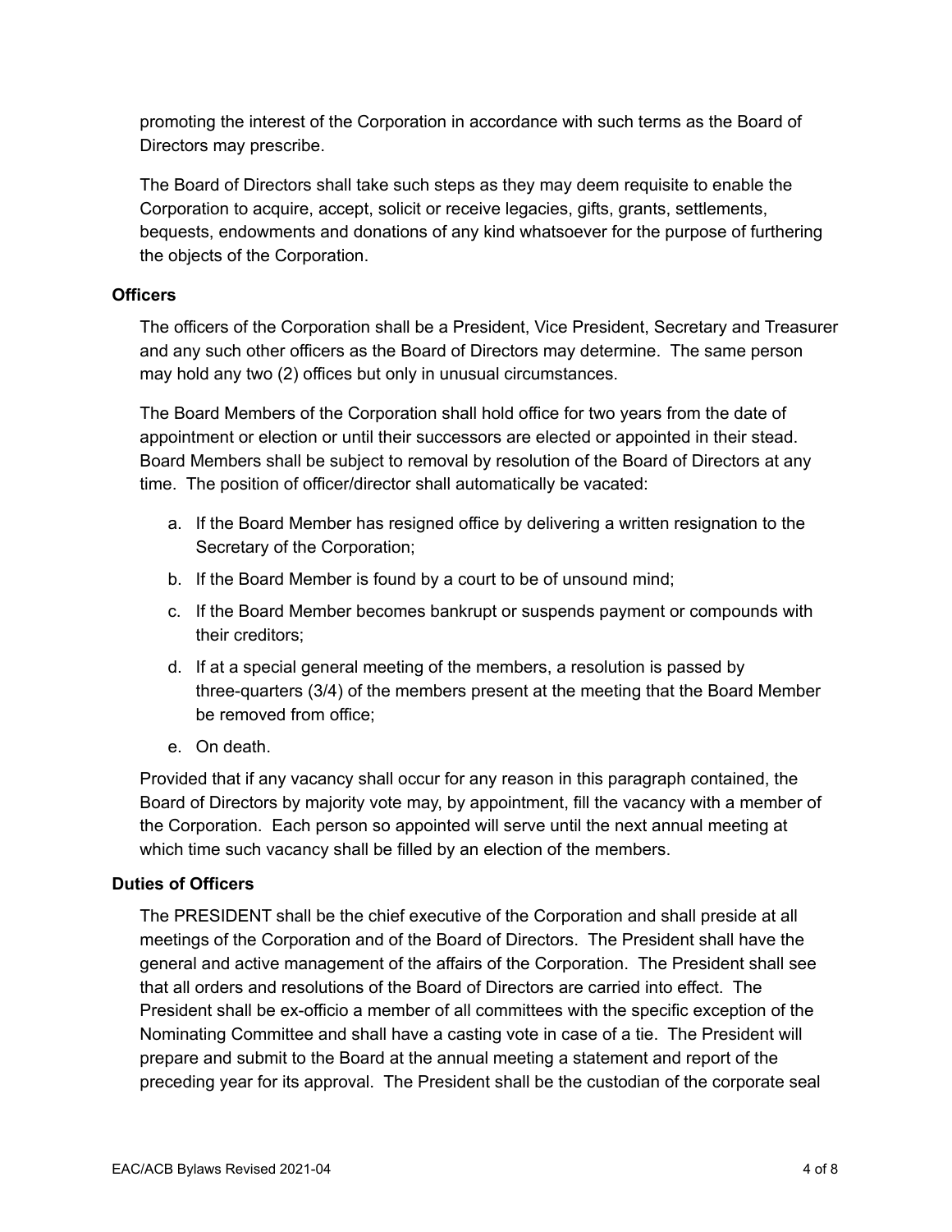promoting the interest of the Corporation in accordance with such terms as the Board of Directors may prescribe.

The Board of Directors shall take such steps as they may deem requisite to enable the Corporation to acquire, accept, solicit or receive legacies, gifts, grants, settlements, bequests, endowments and donations of any kind whatsoever for the purpose of furthering the objects of the Corporation.

**Officers**

The officers of the Corporation shall be a President, Vice President, Secretary and Treasurer and any such other officers as the Board of Directors may determine. The same person may hold any two (2) offices but only in unusual circumstances.

The Board Members of the Corporation shall hold office for two years from the date of appointment or election or until their successors are elected or appointed in their stead. Board Members shall be subject to removal by resolution of the Board of Directors at any time. The position of officer/director shall automatically be vacated:

a. If the Board Member has resigned office by delivering a written resignation to the Secretary of the Corporation;
b. If the Board Member is found by a court to be of unsound mind;
c. If the Board Member becomes bankrupt or suspends payment or compounds with their creditors;
d. If at a special general meeting of the members, a resolution is passed by three-quarters (3/4) of the members present at the meeting that the Board Member be removed from office;
e. On death.

Provided that if any vacancy shall occur for any reason in this paragraph contained, the Board of Directors by majority vote may, by appointment, fill the vacancy with a member of the Corporation. Each person so appointed will serve until the next annual meeting at which time such vacancy shall be filled by an election of the members.

**Duties of Officers**

The PRESIDENT shall be the chief executive of the Corporation and shall preside at all meetings of the Corporation and of the Board of Directors. The President shall have the general and active management of the affairs of the Corporation. The President shall see that all orders and resolutions of the Board of Directors are carried into effect. The President shall be ex-officio a member of all committees with the specific exception of the Nominating Committee and shall have a casting vote in case of a tie. The President will prepare and submit to the Board at the annual meeting a statement and report of the preceding year for its approval. The President shall be the custodian of the corporate seal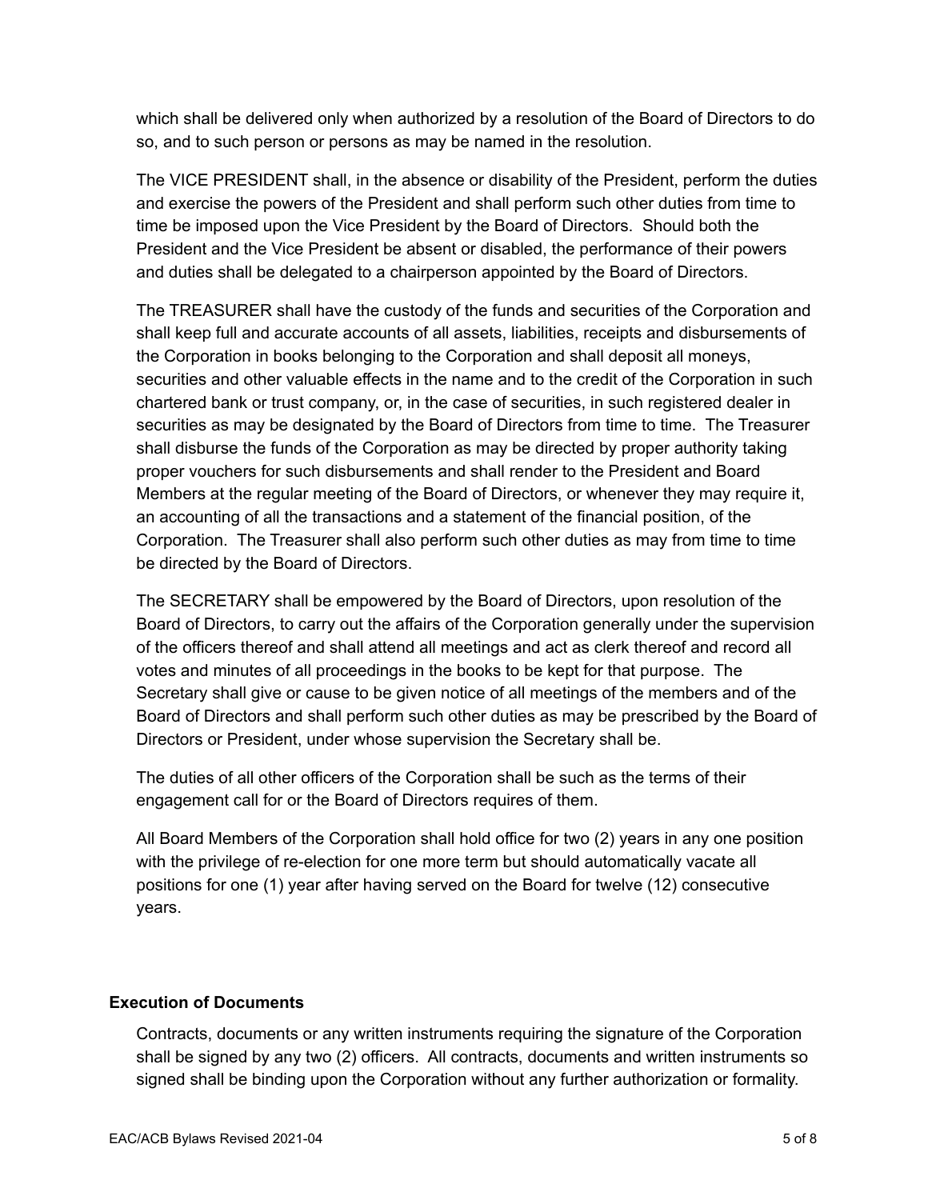which shall be delivered only when authorized by a resolution of the Board of Directors to do so, and to such person or persons as may be named in the resolution.

The VICE PRESIDENT shall, in the absence or disability of the President, perform the duties and exercise the powers of the President and shall perform such other duties from time to time be imposed upon the Vice President by the Board of Directors. Should both the President and the Vice President be absent or disabled, the performance of their powers and duties shall be delegated to a chairperson appointed by the Board of Directors.

The TREASURER shall have the custody of the funds and securities of the Corporation and shall keep full and accurate accounts of all assets, liabilities, receipts and disbursements of the Corporation in books belonging to the Corporation and shall deposit all moneys, securities and other valuable effects in the name and to the credit of the Corporation in such chartered bank or trust company, or, in the case of securities, in such registered dealer in securities as may be designated by the Board of Directors from time to time. The Treasurer shall disburse the funds of the Corporation as may be directed by proper authority taking proper vouchers for such disbursements and shall render to the President and Board Members at the regular meeting of the Board of Directors, or whenever they may require it, an accounting of all the transactions and a statement of the financial position, of the Corporation. The Treasurer shall also perform such other duties as may from time to time be directed by the Board of Directors.

The SECRETARY shall be empowered by the Board of Directors, upon resolution of the Board of Directors, to carry out the affairs of the Corporation generally under the supervision of the officers thereof and shall attend all meetings and act as clerk thereof and record all votes and minutes of all proceedings in the books to be kept for that purpose. The Secretary shall give or cause to be given notice of all meetings of the members and of the Board of Directors and shall perform such other duties as may be prescribed by the Board of Directors or President, under whose supervision the Secretary shall be.

The duties of all other officers of the Corporation shall be such as the terms of their engagement call for or the Board of Directors requires of them.

All Board Members of the Corporation shall hold office for two (2) years in any one position with the privilege of re-election for one more term but should automatically vacate all positions for one (1) year after having served on the Board for twelve (12) consecutive years.

### Execution of Documents

Contracts, documents or any written instruments requiring the signature of the Corporation shall be signed by any two (2) officers. All contracts, documents and written instruments so signed shall be binding upon the Corporation without any further authorization or formality.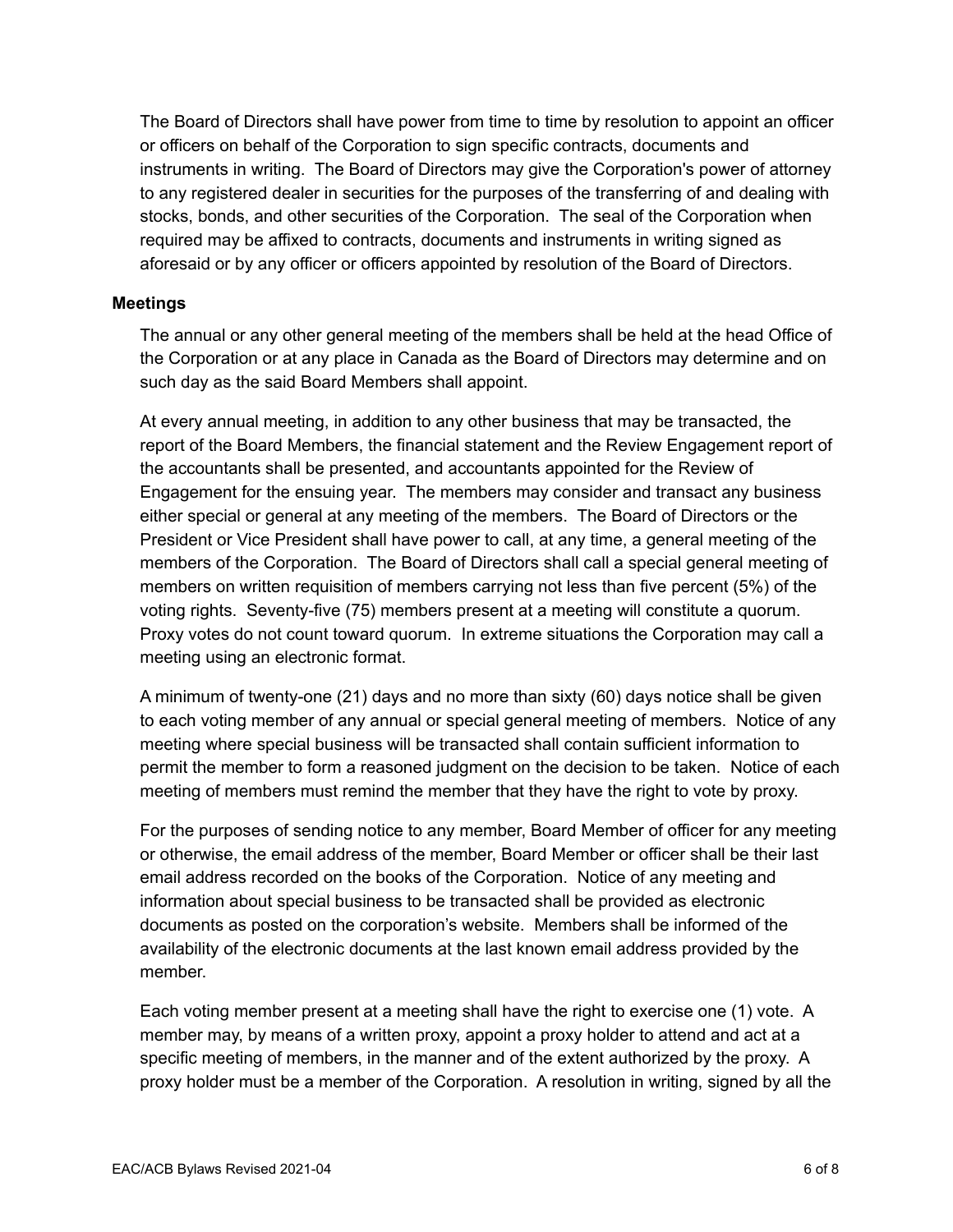The Board of Directors shall have power from time to time by resolution to appoint an officer or officers on behalf of the Corporation to sign specific contracts, documents and instruments in writing. The Board of Directors may give the Corporation's power of attorney to any registered dealer in securities for the purposes of the transferring of and dealing with stocks, bonds, and other securities of the Corporation. The seal of the Corporation when required may be affixed to contracts, documents and instruments in writing signed as aforesaid or by any officer or officers appointed by resolution of the Board of Directors.

**Meetings**

The annual or any other general meeting of the members shall be held at the head Office of the Corporation or at any place in Canada as the Board of Directors may determine and on such day as the said Board Members shall appoint.

At every annual meeting, in addition to any other business that may be transacted, the report of the Board Members, the financial statement and the Review Engagement report of the accountants shall be presented, and accountants appointed for the Review of Engagement for the ensuing year. The members may consider and transact any business either special or general at any meeting of the members. The Board of Directors or the President or Vice President shall have power to call, at any time, a general meeting of the members of the Corporation. The Board of Directors shall call a special general meeting of members on written requisition of members carrying not less than five percent (5%) of the voting rights. Seventy-five (75) members present at a meeting will constitute a quorum. Proxy votes do not count toward quorum. In extreme situations the Corporation may call a meeting using an electronic format.

A minimum of twenty-one (21) days and no more than sixty (60) days notice shall be given to each voting member of any annual or special general meeting of members. Notice of any meeting where special business will be transacted shall contain sufficient information to permit the member to form a reasoned judgment on the decision to be taken. Notice of each meeting of members must remind the member that they have the right to vote by proxy.

For the purposes of sending notice to any member, Board Member of officer for any meeting or otherwise, the email address of the member, Board Member or officer shall be their last email address recorded on the books of the Corporation. Notice of any meeting and information about special business to be transacted shall be provided as electronic documents as posted on the corporation's website. Members shall be informed of the availability of the electronic documents at the last known email address provided by the member.

Each voting member present at a meeting shall have the right to exercise one (1) vote. A member may, by means of a written proxy, appoint a proxy holder to attend and act at a specific meeting of members, in the manner and of the extent authorized by the proxy. A proxy holder must be a member of the Corporation. A resolution in writing, signed by all the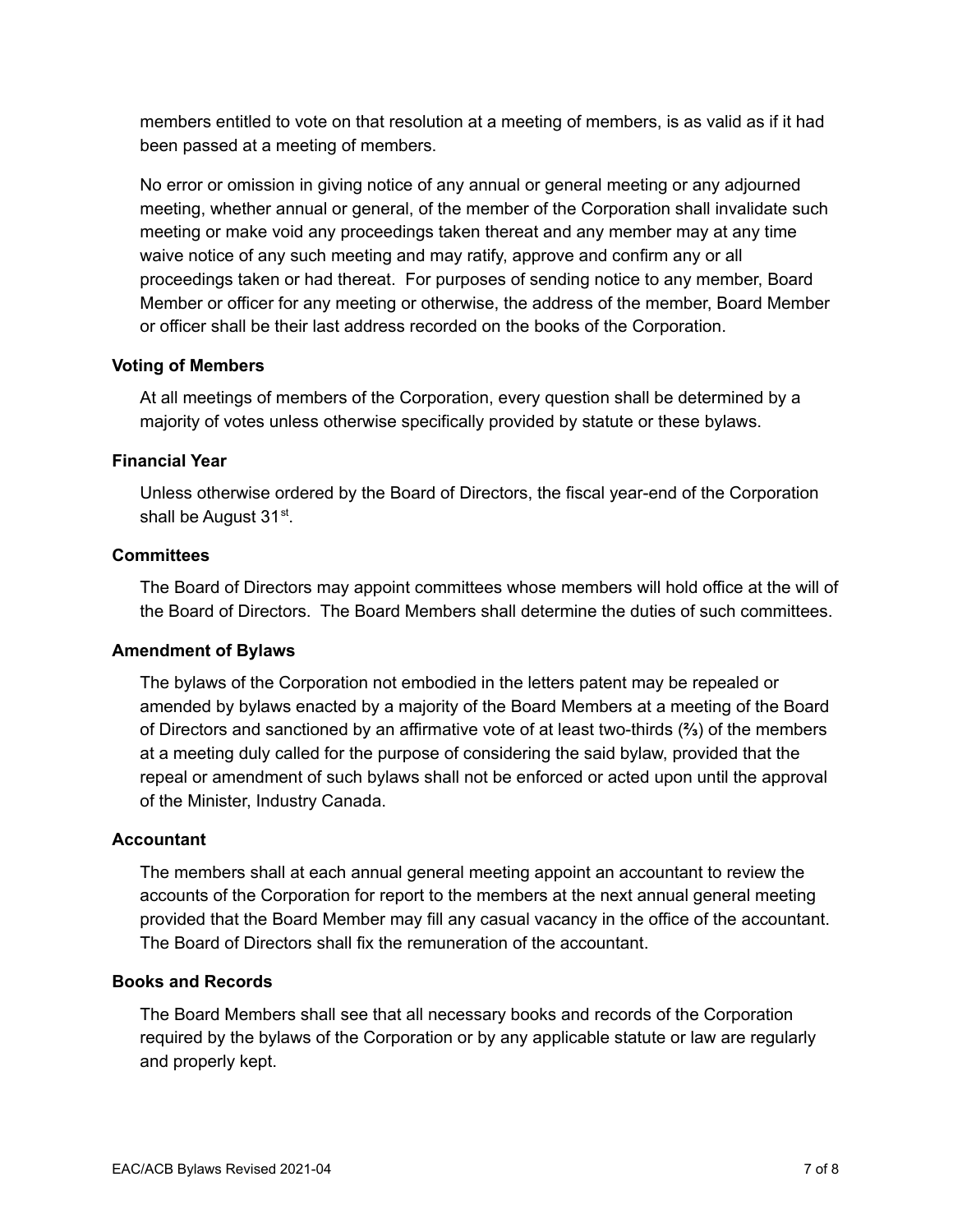members entitled to vote on that resolution at a meeting of members, is as valid as if it had been passed at a meeting of members.

No error or omission in giving notice of any annual or general meeting or any adjourned meeting, whether annual or general, of the member of the Corporation shall invalidate such meeting or make void any proceedings taken thereat and any member may at any time waive notice of any such meeting and may ratify, approve and confirm any or all proceedings taken or had thereat. For purposes of sending notice to any member, Board Member or officer for any meeting or otherwise, the address of the member, Board Member or officer shall be their last address recorded on the books of the Corporation.

**Voting of Members**

At all meetings of members of the Corporation, every question shall be determined by a majority of votes unless otherwise specifically provided by statute or these bylaws.

**Financial Year**

Unless otherwise ordered by the Board of Directors, the fiscal year-end of the Corporation shall be August 31st.

**Committees**

The Board of Directors may appoint committees whose members will hold office at the will of the Board of Directors. The Board Members shall determine the duties of such committees.

**Amendment of Bylaws**

The bylaws of the Corporation not embodied in the letters patent may be repealed or amended by bylaws enacted by a majority of the Board Members at a meeting of the Board of Directors and sanctioned by an affirmative vote of at least two-thirds (⅔) of the members at a meeting duly called for the purpose of considering the said bylaw, provided that the repeal or amendment of such bylaws shall not be enforced or acted upon until the approval of the Minister, Industry Canada.

**Accountant**

The members shall at each annual general meeting appoint an accountant to review the accounts of the Corporation for report to the members at the next annual general meeting provided that the Board Member may fill any casual vacancy in the office of the accountant. The Board of Directors shall fix the remuneration of the accountant.

**Books and Records**

The Board Members shall see that all necessary books and records of the Corporation required by the bylaws of the Corporation or by any applicable statute or law are regularly and properly kept.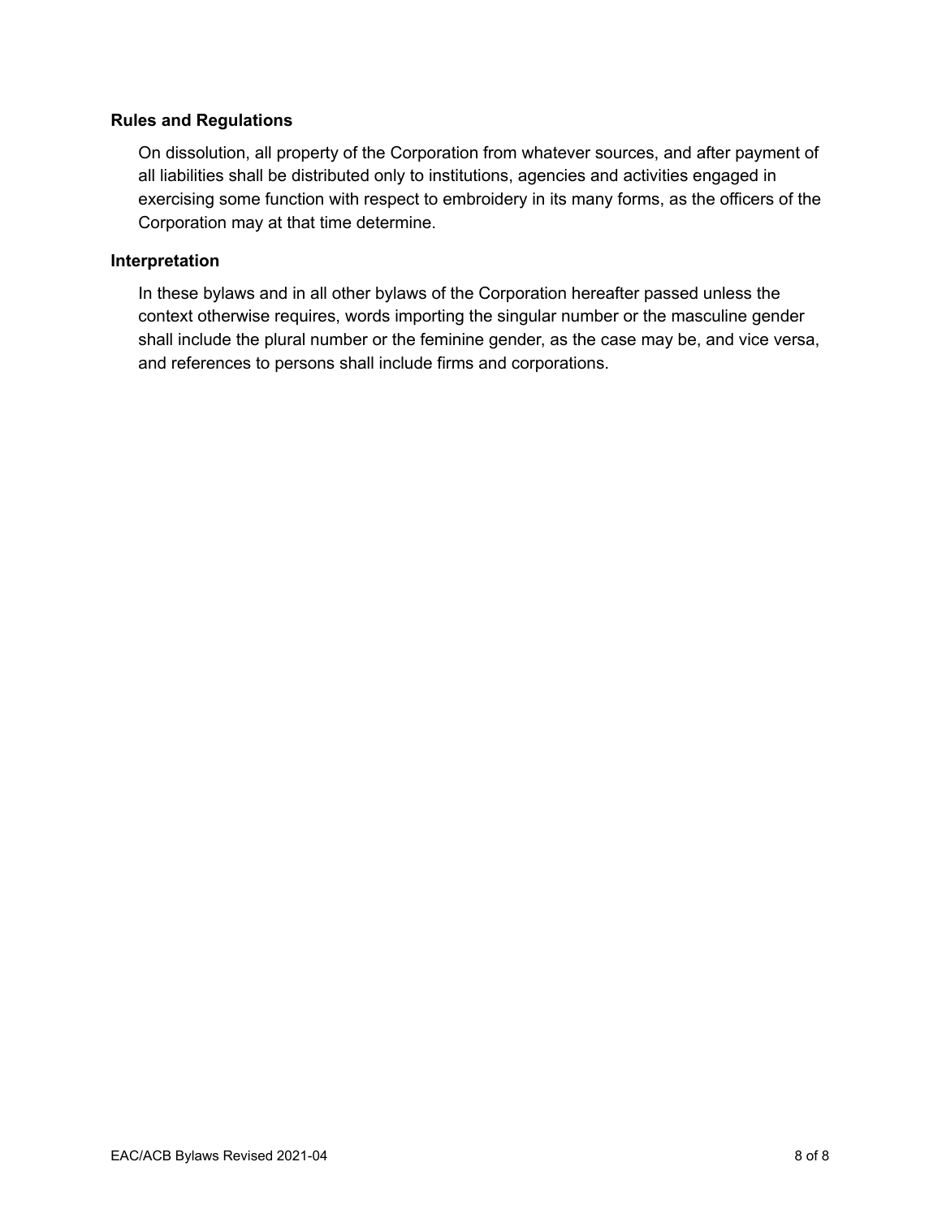### Rules and Regulations

On dissolution, all property of the Corporation from whatever sources, and after payment of all liabilities shall be distributed only to institutions, agencies and activities engaged in exercising some function with respect to embroidery in its many forms, as the officers of the Corporation may at that time determine.

### Interpretation

In these bylaws and in all other bylaws of the Corporation hereafter passed unless the context otherwise requires, words importing the singular number or the masculine gender shall include the plural number or the feminine gender, as the case may be, and vice versa, and references to persons shall include firms and corporations.